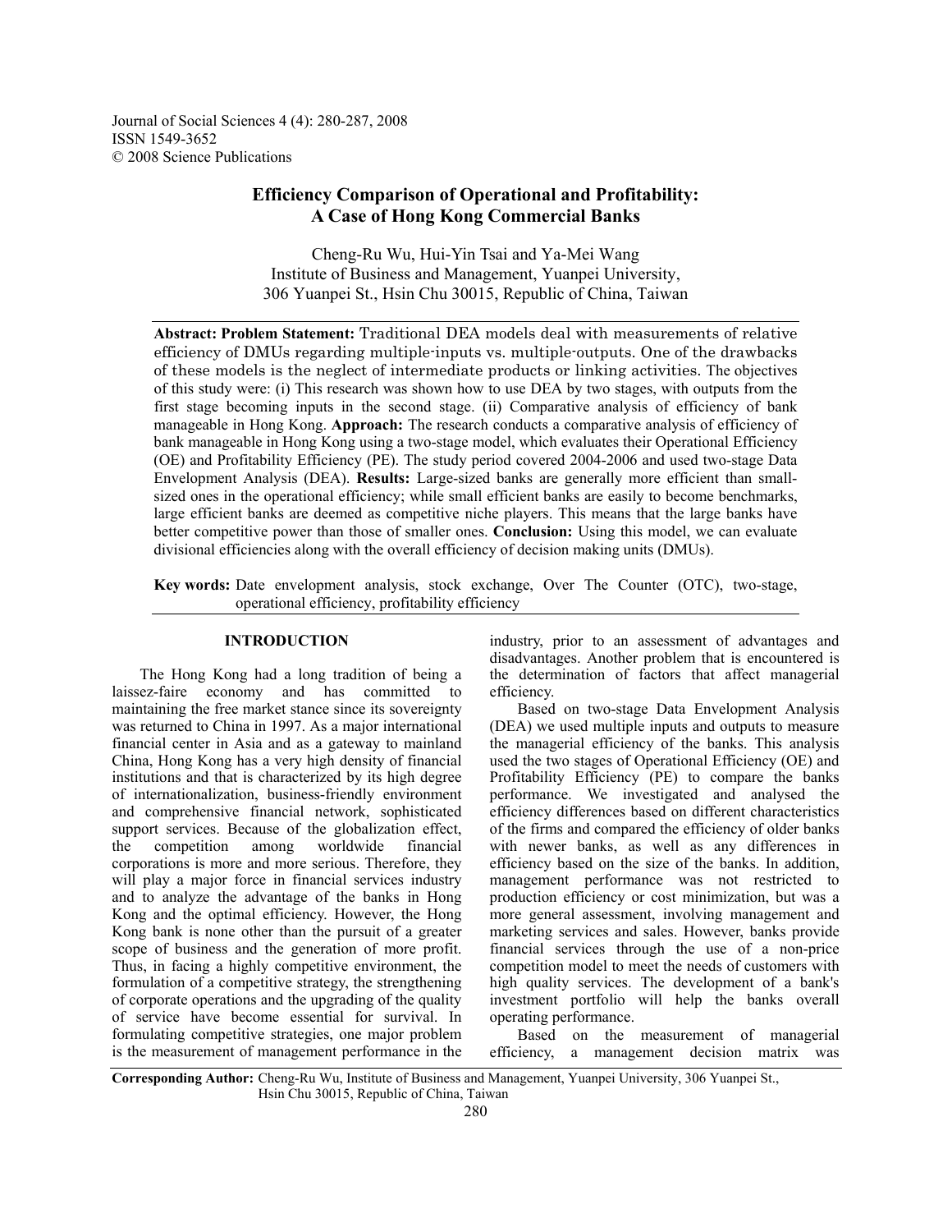Journal of Social Sciences 4 (4): 280-287, 2008
ISSN 1549-3652
© 2008 Science Publications

# Efficiency Comparison of Operational and Profitability: A Case of Hong Kong Commercial Banks

Cheng-Ru Wu, Hui-Yin Tsai and Ya-Mei Wang
Institute of Business and Management, Yuanpei University,
306 Yuanpei St., Hsin Chu 30015, Republic of China, Taiwan

**Abstract: Problem Statement:** Traditional DEA models deal with measurements of relative efficiency of DMUs regarding multiple-inputs vs. multiple-outputs. One of the drawbacks of these models is the neglect of intermediate products or linking activities. The objectives of this study were: (i) This research was shown how to use DEA by two stages, with outputs from the first stage becoming inputs in the second stage. (ii) Comparative analysis of efficiency of bank manageable in Hong Kong. **Approach:** The research conducts a comparative analysis of efficiency of bank manageable in Hong Kong using a two-stage model, which evaluates their Operational Efficiency (OE) and Profitability Efficiency (PE). The study period covered 2004-2006 and used two-stage Data Envelopment Analysis (DEA). **Results:** Large-sized banks are generally more efficient than small-sized ones in the operational efficiency; while small efficient banks are easily to become benchmarks, large efficient banks are deemed as competitive niche players. This means that the large banks have better competitive power than those of smaller ones. **Conclusion:** Using this model, we can evaluate divisional efficiencies along with the overall efficiency of decision making units (DMUs).

**Key words:** Date envelopment analysis, stock exchange, Over The Counter (OTC), two-stage, operational efficiency, profitability efficiency

## INTRODUCTION

The Hong Kong had a long tradition of being a laissez-faire economy and has committed to maintaining the free market stance since its sovereignty was returned to China in 1997. As a major international financial center in Asia and as a gateway to mainland China, Hong Kong has a very high density of financial institutions and that is characterized by its high degree of internationalization, business-friendly environment and comprehensive financial network, sophisticated support services. Because of the globalization effect, the competition among worldwide financial corporations is more and more serious. Therefore, they will play a major force in financial services industry and to analyze the advantage of the banks in Hong Kong and the optimal efficiency. However, the Hong Kong bank is none other than the pursuit of a greater scope of business and the generation of more profit. Thus, in facing a highly competitive environment, the formulation of a competitive strategy, the strengthening of corporate operations and the upgrading of the quality of service have become essential for survival. In formulating competitive strategies, one major problem is the measurement of management performance in the industry, prior to an assessment of advantages and disadvantages. Another problem that is encountered is the determination of factors that affect managerial efficiency.

Based on two-stage Data Envelopment Analysis (DEA) we used multiple inputs and outputs to measure the managerial efficiency of the banks. This analysis used the two stages of Operational Efficiency (OE) and Profitability Efficiency (PE) to compare the banks performance. We investigated and analysed the efficiency differences based on different characteristics of the firms and compared the efficiency of older banks with newer banks, as well as any differences in efficiency based on the size of the banks. In addition, management performance was not restricted to production efficiency or cost minimization, but was a more general assessment, involving management and marketing services and sales. However, banks provide financial services through the use of a non-price competition model to meet the needs of customers with high quality services. The development of a bank's investment portfolio will help the banks overall operating performance.

Based on the measurement of managerial efficiency, a management decision matrix was

**Corresponding Author:** Cheng-Ru Wu, Institute of Business and Management, Yuanpei University, 306 Yuanpei St., Hsin Chu 30015, Republic of China, Taiwan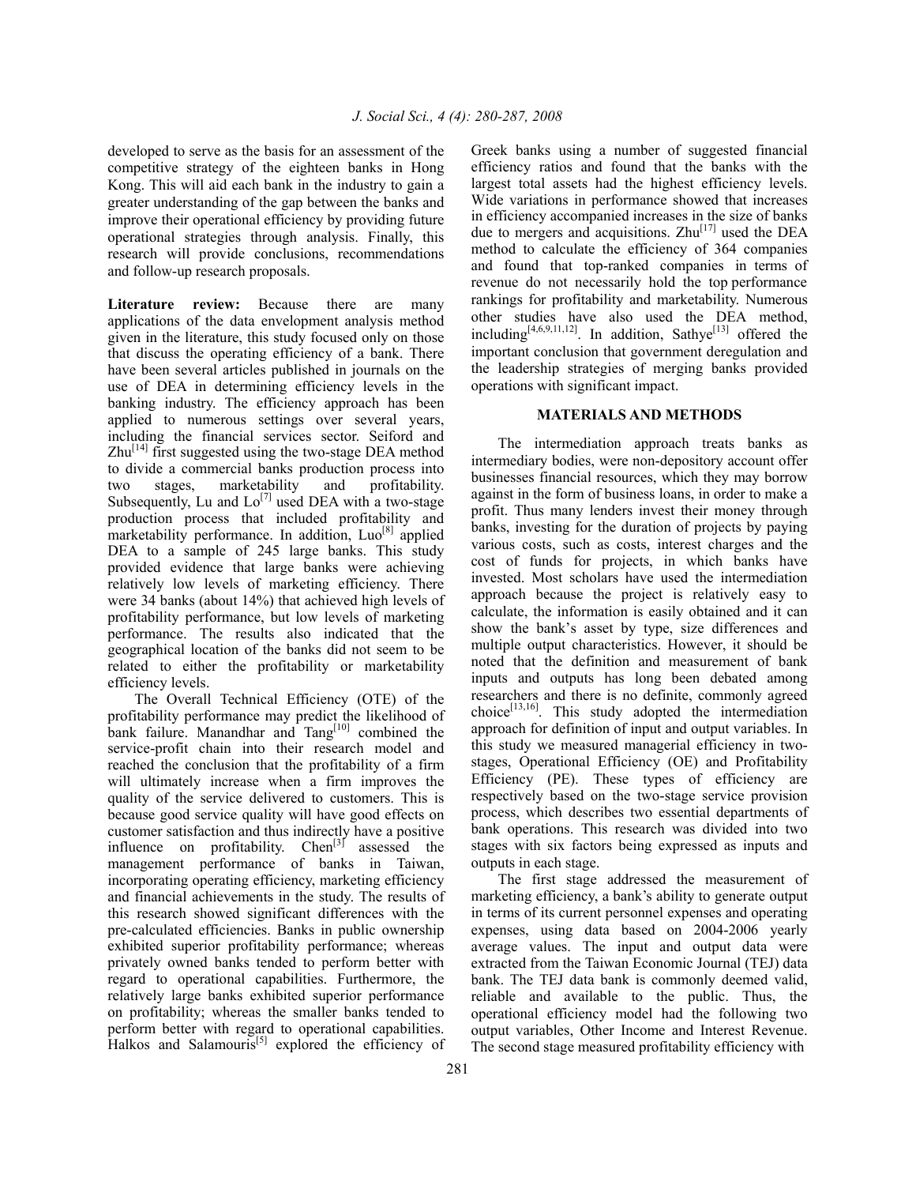developed to serve as the basis for an assessment of the competitive strategy of the eighteen banks in Hong Kong. This will aid each bank in the industry to gain a greater understanding of the gap between the banks and improve their operational efficiency by providing future operational strategies through analysis. Finally, this research will provide conclusions, recommendations and follow-up research proposals.

**Literature review:** Because there are many applications of the data envelopment analysis method given in the literature, this study focused only on those that discuss the operating efficiency of a bank. There have been several articles published in journals on the use of DEA in determining efficiency levels in the banking industry. The efficiency approach has been applied to numerous settings over several years, including the financial services sector. Seiford and Zhu[14] first suggested using the two-stage DEA method to divide a commercial banks production process into two stages, marketability and profitability. Subsequently, Lu and Lo[7] used DEA with a two-stage production process that included profitability and marketability performance. In addition, Luo[8] applied DEA to a sample of 245 large banks. This study provided evidence that large banks were achieving relatively low levels of marketing efficiency. There were 34 banks (about 14%) that achieved high levels of profitability performance, but low levels of marketing performance. The results also indicated that the geographical location of the banks did not seem to be related to either the profitability or marketability efficiency levels.

The Overall Technical Efficiency (OTE) of the profitability performance may predict the likelihood of bank failure. Manandhar and Tang[10] combined the service-profit chain into their research model and reached the conclusion that the profitability of a firm will ultimately increase when a firm improves the quality of the service delivered to customers. This is because good service quality will have good effects on customer satisfaction and thus indirectly have a positive influence on profitability. Chen[3] assessed the management performance of banks in Taiwan, incorporating operating efficiency, marketing efficiency and financial achievements in the study. The results of this research showed significant differences with the pre-calculated efficiencies. Banks in public ownership exhibited superior profitability performance; whereas privately owned banks tended to perform better with regard to operational capabilities. Furthermore, the relatively large banks exhibited superior performance on profitability; whereas the smaller banks tended to perform better with regard to operational capabilities. Halkos and Salamouris[5] explored the efficiency of Greek banks using a number of suggested financial efficiency ratios and found that the banks with the largest total assets had the highest efficiency levels. Wide variations in performance showed that increases in efficiency accompanied increases in the size of banks due to mergers and acquisitions. Zhu[17] used the DEA method to calculate the efficiency of 364 companies and found that top-ranked companies in terms of revenue do not necessarily hold the top performance rankings for profitability and marketability. Numerous other studies have also used the DEA method, including[4,6,9,11,12]. In addition, Sathye[13] offered the important conclusion that government deregulation and the leadership strategies of merging banks provided operations with significant impact.

## MATERIALS AND METHODS

The intermediation approach treats banks as intermediary bodies, were non-depository account offer businesses financial resources, which they may borrow against in the form of business loans, in order to make a profit. Thus many lenders invest their money through banks, investing for the duration of projects by paying various costs, such as costs, interest charges and the cost of funds for projects, in which banks have invested. Most scholars have used the intermediation approach because the project is relatively easy to calculate, the information is easily obtained and it can show the bank's asset by type, size differences and multiple output characteristics. However, it should be noted that the definition and measurement of bank inputs and outputs has long been debated among researchers and there is no definite, commonly agreed choice[13,16]. This study adopted the intermediation approach for definition of input and output variables. In this study we measured managerial efficiency in two-stages, Operational Efficiency (OE) and Profitability Efficiency (PE). These types of efficiency are respectively based on the two-stage service provision process, which describes two essential departments of bank operations. This research was divided into two stages with six factors being expressed as inputs and outputs in each stage.

The first stage addressed the measurement of marketing efficiency, a bank's ability to generate output in terms of its current personnel expenses and operating expenses, using data based on 2004-2006 yearly average values. The input and output data were extracted from the Taiwan Economic Journal (TEJ) data bank. The TEJ data bank is commonly deemed valid, reliable and available to the public. Thus, the operational efficiency model had the following two output variables, Other Income and Interest Revenue. The second stage measured profitability efficiency with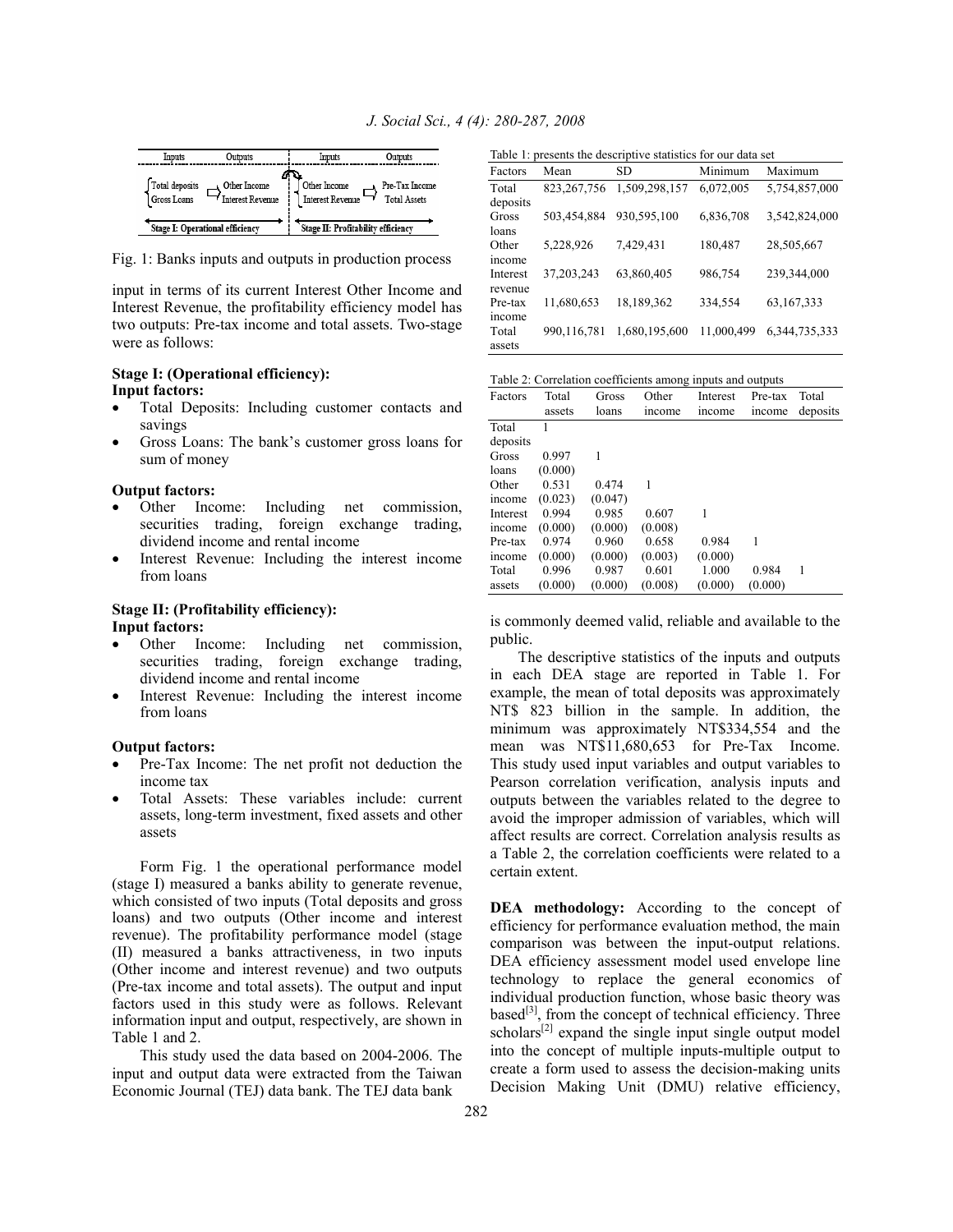| Inputs | Outputs | Inputs | Outputs |
|---|---|---|---|
| Total deposits, Gross Loans | Other Income, Interest Revenue | Other Income, Interest Revenue | Pre-Tax Income, Total Assets |
| Stage I: Operational efficiency | | Stage II: Profitability efficiency | |

Fig. 1: Banks inputs and outputs in production process

input in terms of its current Interest Other Income and Interest Revenue, the profitability efficiency model has two outputs: Pre-tax income and total assets. Two-stage were as follows:

**Stage I: (Operational efficiency):**
**Input factors:**

- Total Deposits: Including customer contacts and savings
- Gross Loans: The bank's customer gross loans for sum of money

**Output factors:**

- Other Income: Including net commission, securities trading, foreign exchange trading, dividend income and rental income
- Interest Revenue: Including the interest income from loans

**Stage II: (Profitability efficiency):**
**Input factors:**

- Other Income: Including net commission, securities trading, foreign exchange trading, dividend income and rental income
- Interest Revenue: Including the interest income from loans

**Output factors:**

- Pre-Tax Income: The net profit not deduction the income tax
- Total Assets: These variables include: current assets, long-term investment, fixed assets and other assets

Form Fig. 1 the operational performance model (stage I) measured a banks ability to generate revenue, which consisted of two inputs (Total deposits and gross loans) and two outputs (Other income and interest revenue). The profitability performance model (stage (II) measured a banks attractiveness, in two inputs (Other income and interest revenue) and two outputs (Pre-tax income and total assets). The output and input factors used in this study were as follows. Relevant information input and output, respectively, are shown in Table 1 and 2.

This study used the data based on 2004-2006. The input and output data were extracted from the Taiwan Economic Journal (TEJ) data bank. The TEJ data bank is commonly deemed valid, reliable and available to the public.

Table 1: presents the descriptive statistics for our data set

| Factors | Mean | SD | Minimum | Maximum |
|---|---|---|---|---|
| Total deposits | 823,267,756 | 1,509,298,157 | 6,072,005 | 5,754,857,000 |
| Gross loans | 503,454,884 | 930,595,100 | 6,836,708 | 3,542,824,000 |
| Other income | 5,228,926 | 7,429,431 | 180,487 | 28,505,667 |
| Interest revenue | 37,203,243 | 63,860,405 | 986,754 | 239,344,000 |
| Pre-tax income | 11,680,653 | 18,189,362 | 334,554 | 63,167,333 |
| Total assets | 990,116,781 | 1,680,195,600 | 11,000,499 | 6,344,735,333 |

Table 2: Correlation coefficients among inputs and outputs

| Factors | Total assets | Gross loans | Other income | Interest income | Pre-tax income | Total deposits |
|---|---|---|---|---|---|---|
| Total deposits | 1 | | | | | |
| Gross loans | 0.997 (0.000) | 1 | | | | |
| Other income | 0.531 (0.023) | 0.474 (0.047) | 1 | | | |
| Interest income | 0.994 (0.000) | 0.985 (0.000) | 0.607 (0.008) | 1 | | |
| Pre-tax income | 0.974 (0.000) | 0.960 (0.000) | 0.658 (0.003) | 0.984 (0.000) | 1 | |
| Total assets | 0.996 (0.000) | 0.987 (0.000) | 0.601 (0.008) | 1.000 (0.000) | 0.984 (0.000) | 1 |

The descriptive statistics of the inputs and outputs in each DEA stage are reported in Table 1. For example, the mean of total deposits was approximately NT$ 823 billion in the sample. In addition, the minimum was approximately NT$334,554 and the mean was NT$11,680,653 for Pre-Tax Income. This study used input variables and output variables to Pearson correlation verification, analysis inputs and outputs between the variables related to the degree to avoid the improper admission of variables, which will affect results are correct. Correlation analysis results as a Table 2, the correlation coefficients were related to a certain extent.

**DEA methodology:** According to the concept of efficiency for performance evaluation method, the main comparison was between the input-output relations. DEA efficiency assessment model used envelope line technology to replace the general economics of individual production function, whose basic theory was based[3], from the concept of technical efficiency. Three scholars[2] expand the single input single output model into the concept of multiple inputs-multiple output to create a form used to assess the decision-making units Decision Making Unit (DMU) relative efficiency,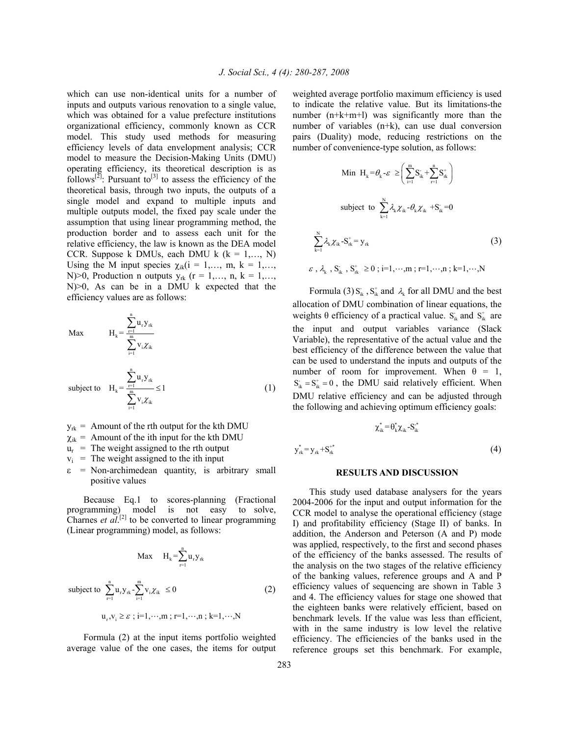which can use non-identical units for a number of inputs and outputs various renovation to a single value, which was obtained for a value prefecture institutions organizational efficiency, commonly known as CCR model. This study used methods for measuring efficiency levels of data envelopment analysis; CCR model to measure the Decision-Making Units (DMU) operating efficiency, its theoretical description is as follows[2]: Pursuant to[3] to assess the efficiency of the theoretical basis, through two inputs, the outputs of a single model and expand to multiple inputs and multiple outputs model, the fixed pay scale under the assumption that using linear programming method, the production border and to assess each unit for the relative efficiency, the law is known as the DEA model CCR. Suppose k DMUs, each DMU k (k = 1,…, N) Using the M input species $\chi_{ik}$(i = 1,…, m, k = 1,…, N)>0, Production n outputs $y_{rk}$ (r = 1,…, n, k = 1,…, N)>0, As can be in a DMU k expected that the efficiency values are as follows:

$$\text{Max} \qquad H_k = \frac{\sum_{r=1}^{n} u_r y_{rk}}{\sum_{i=1}^{m} v_i \chi_{ik}}$$

$$\text{subject to} \quad H_k = \frac{\sum_{r=1}^{n} u_r y_{rk}}{\sum_{i=1}^{m} v_i \chi_{ik}} \le 1 \tag{1}$$

$y_{rk}$ = Amount of the rth output for the kth DMU
$\chi_{ik}$ = Amount of the ith input for the kth DMU
$u_r$ = The weight assigned to the rth output
$v_i$ = The weight assigned to the ith input
$\varepsilon$ = Non-archimedean quantity, is arbitrary small positive values

Because Eq.1 to scores-planning (Fractional programming) model is not easy to solve, Charnes *et al*.[2] to be converted to linear programming (Linear programming) model, as follows:

$$\text{Max} \quad H_k = \sum_{r=1}^{n} u_r y_{rk}$$

$$\text{subject to} \ \sum_{r=1}^{n} u_r y_{rk} - \sum_{i=1}^{m} v_i \chi_{ik} \le 0 \tag{2}$$

$$u_r, v_i \ge \varepsilon \ ; i=1,\cdots,m \ ; r=1,\cdots,n \ ; k=1,\cdots,N$$

Formula (2) at the input items portfolio weighted average value of the one cases, the items for output weighted average portfolio maximum efficiency is used to indicate the relative value. But its limitations-the number (n+k+m+l) was significantly more than the number of variables (n+k), can use dual conversion pairs (Duality) mode, reducing restrictions on the number of convenience-type solution, as follows:

$$\text{Min} \ H_k = \theta_k - \varepsilon \ \ge \left( \sum_{i=1}^{m} S_{ik}^{-} + \sum_{r=1}^{n} S_{rk}^{+} \right)$$

$$\text{subject to} \ \sum_{k=1}^{N} \lambda_k \chi_{ik} - \theta_k \chi_{ik} + S_{ik}^{-} = 0$$

$$\sum_{k=1}^{N} \lambda_k \chi_{ik} - S_{rk}^{+} = y_{rk} \tag{3}$$

$$\varepsilon, \lambda_k, S_{ik}^{-}, S_{rk}^{+} \ge 0 \ ; i=1,\cdots,m \ ; r=1,\cdots,n \ ; k=1,\cdots,N$$

Formula (3) $S_{ik}^{-}$, $S_{ik}^{+}$ and $\lambda_k$ for all DMU and the best allocation of DMU combination of linear equations, the weights θ efficiency of a practical value. $S_{ik}^{-}$ and $S_{ik}^{+}$ are the input and output variables variance (Slack Variable), the representative of the actual value and the best efficiency of the difference between the value that can be used to understand the inputs and outputs of the number of room for improvement. When θ = 1, $S_{ik}^{-} = S_{ik}^{+} = 0$, the DMU said relatively efficient. When DMU relative efficiency and can be adjusted through the following and achieving optimum efficiency goals:

$$\chi_{ik}^{*} = \theta_k^{*} \chi_{ik} - S_{ik}^{-*}$$

$$y_{rk}^{*} = y_{rk} + S_{rk}^{+*} \tag{4}$$

## RESULTS AND DISCUSSION

This study used database analysers for the years 2004-2006 for the input and output information for the CCR model to analyse the operational efficiency (stage I) and profitability efficiency (Stage II) of banks. In addition, the Anderson and Peterson (A and P) mode was applied, respectively, to the first and second phases of the efficiency of the banks assessed. The results of the analysis on the two stages of the relative efficiency of the banking values, reference groups and A and P efficiency values of sequencing are shown in Table 3 and 4. The efficiency values for stage one showed that the eighteen banks were relatively efficient, based on benchmark levels. If the value was less than efficient, with in the same industry is low level the relative efficiency. The efficiencies of the banks used in the reference groups set this benchmark. For example,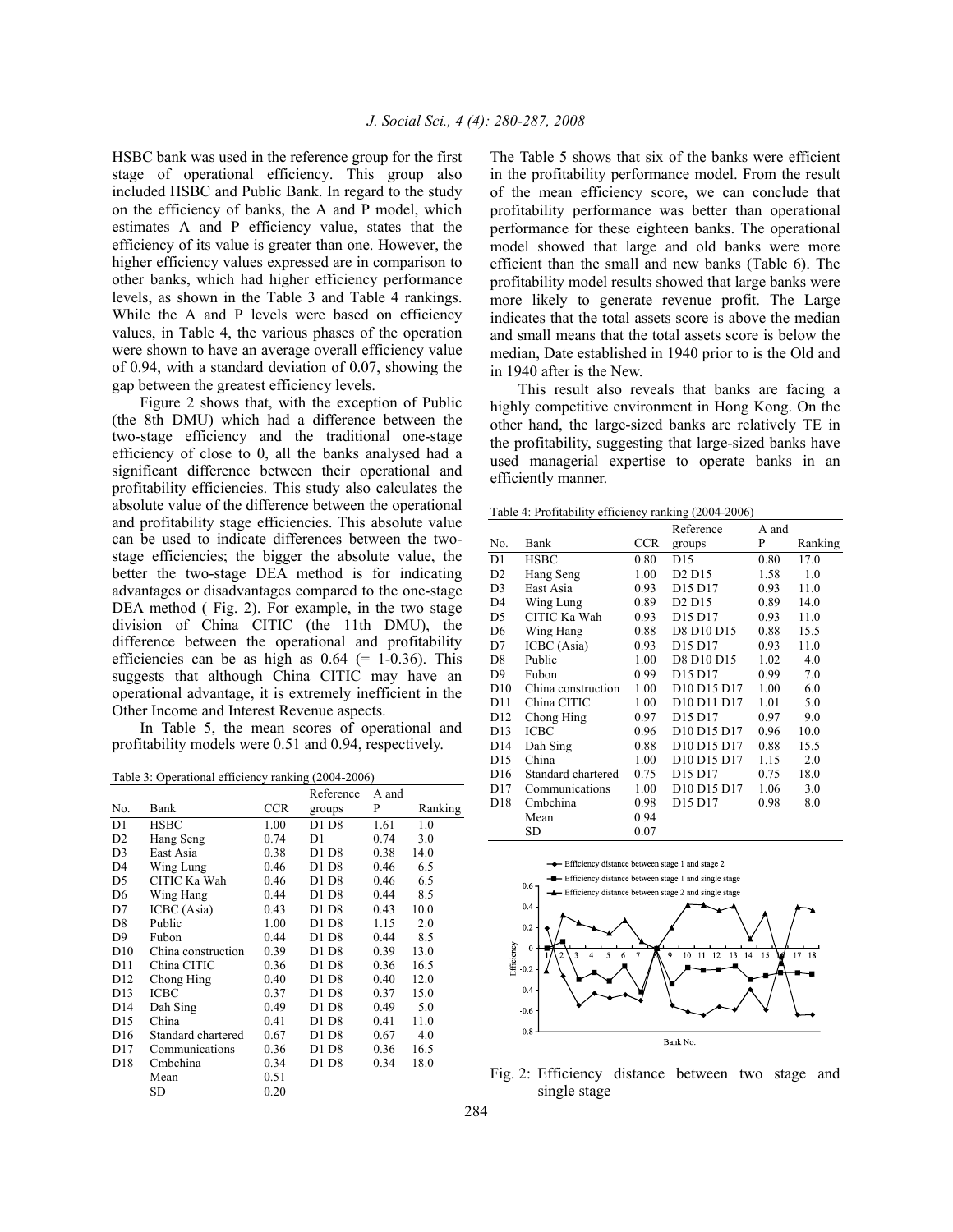HSBC bank was used in the reference group for the first stage of operational efficiency. This group also included HSBC and Public Bank. In regard to the study on the efficiency of banks, the A and P model, which estimates A and P efficiency value, states that the efficiency of its value is greater than one. However, the higher efficiency values expressed are in comparison to other banks, which had higher efficiency performance levels, as shown in the Table 3 and Table 4 rankings. While the A and P levels were based on efficiency values, in Table 4, the various phases of the operation were shown to have an average overall efficiency value of 0.94, with a standard deviation of 0.07, showing the gap between the greatest efficiency levels.

Figure 2 shows that, with the exception of Public (the 8th DMU) which had a difference between the two-stage efficiency and the traditional one-stage efficiency of close to 0, all the banks analysed had a significant difference between their operational and profitability efficiencies. This study also calculates the absolute value of the difference between the operational and profitability stage efficiencies. This absolute value can be used to indicate differences between the two-stage efficiencies; the bigger the absolute value, the better the two-stage DEA method is for indicating advantages or disadvantages compared to the one-stage DEA method ( Fig. 2). For example, in the two stage division of China CITIC (the 11th DMU), the difference between the operational and profitability efficiencies can be as high as 0.64 (= 1-0.36). This suggests that although China CITIC may have an operational advantage, it is extremely inefficient in the Other Income and Interest Revenue aspects.

In Table 5, the mean scores of operational and profitability models were 0.51 and 0.94, respectively.

Table 3: Operational efficiency ranking (2004-2006)

| No. | Bank | CCR | Reference groups | A and P | Ranking |
|---|---|---|---|---|---|
| D1 | HSBC | 1.00 | D1 D8 | 1.61 | 1.0 |
| D2 | Hang Seng | 0.74 | D1 | 0.74 | 3.0 |
| D3 | East Asia | 0.38 | D1 D8 | 0.38 | 14.0 |
| D4 | Wing Lung | 0.46 | D1 D8 | 0.46 | 6.5 |
| D5 | CITIC Ka Wah | 0.46 | D1 D8 | 0.46 | 6.5 |
| D6 | Wing Hang | 0.44 | D1 D8 | 0.44 | 8.5 |
| D7 | ICBC (Asia) | 0.43 | D1 D8 | 0.43 | 10.0 |
| D8 | Public | 1.00 | D1 D8 | 1.15 | 2.0 |
| D9 | Fubon | 0.44 | D1 D8 | 0.44 | 8.5 |
| D10 | China construction | 0.39 | D1 D8 | 0.39 | 13.0 |
| D11 | China CITIC | 0.36 | D1 D8 | 0.36 | 16.5 |
| D12 | Chong Hing | 0.40 | D1 D8 | 0.40 | 12.0 |
| D13 | ICBC | 0.37 | D1 D8 | 0.37 | 15.0 |
| D14 | Dah Sing | 0.49 | D1 D8 | 0.49 | 5.0 |
| D15 | China | 0.41 | D1 D8 | 0.41 | 11.0 |
| D16 | Standard chartered | 0.67 | D1 D8 | 0.67 | 4.0 |
| D17 | Communications | 0.36 | D1 D8 | 0.36 | 16.5 |
| D18 | Cmbchina | 0.34 | D1 D8 | 0.34 | 18.0 |
| | Mean | 0.51 | | | |
| | SD | 0.20 | | | |

The Table 5 shows that six of the banks were efficient in the profitability performance model. From the result of the mean efficiency score, we can conclude that profitability performance was better than operational performance for these eighteen banks. The operational model showed that large and old banks were more efficient than the small and new banks (Table 6). The profitability model results showed that large banks were more likely to generate revenue profit. The Large indicates that the total assets score is above the median and small means that the total assets score is below the median, Date established in 1940 prior to is the Old and in 1940 after is the New.

This result also reveals that banks are facing a highly competitive environment in Hong Kong. On the other hand, the large-sized banks are relatively TE in the profitability, suggesting that large-sized banks have used managerial expertise to operate banks in an efficiently manner.

Table 4: Profitability efficiency ranking (2004-2006)

| No. | Bank | CCR | Reference groups | A and P | Ranking |
|---|---|---|---|---|---|
| D1 | HSBC | 0.80 | D15 | 0.80 | 17.0 |
| D2 | Hang Seng | 1.00 | D2 D15 | 1.58 | 1.0 |
| D3 | East Asia | 0.93 | D15 D17 | 0.93 | 11.0 |
| D4 | Wing Lung | 0.89 | D2 D15 | 0.89 | 14.0 |
| D5 | CITIC Ka Wah | 0.93 | D15 D17 | 0.93 | 11.0 |
| D6 | Wing Hang | 0.88 | D8 D10 D15 | 0.88 | 15.5 |
| D7 | ICBC (Asia) | 0.93 | D15 D17 | 0.93 | 11.0 |
| D8 | Public | 1.00 | D8 D10 D15 | 1.02 | 4.0 |
| D9 | Fubon | 0.99 | D15 D17 | 0.99 | 7.0 |
| D10 | China construction | 1.00 | D10 D15 D17 | 1.00 | 6.0 |
| D11 | China CITIC | 1.00 | D10 D11 D17 | 1.01 | 5.0 |
| D12 | Chong Hing | 0.97 | D15 D17 | 0.97 | 9.0 |
| D13 | ICBC | 0.96 | D10 D15 D17 | 0.96 | 10.0 |
| D14 | Dah Sing | 0.88 | D10 D15 D17 | 0.88 | 15.5 |
| D15 | China | 1.00 | D10 D15 D17 | 1.15 | 2.0 |
| D16 | Standard chartered | 0.75 | D15 D17 | 0.75 | 18.0 |
| D17 | Communications | 1.00 | D10 D15 D17 | 1.06 | 3.0 |
| D18 | Cmbchina | 0.98 | D15 D17 | 0.98 | 8.0 |
| | Mean | 0.94 | | | |
| | SD | 0.07 | | | |

Fig. 2: Efficiency distance between two stage and single stage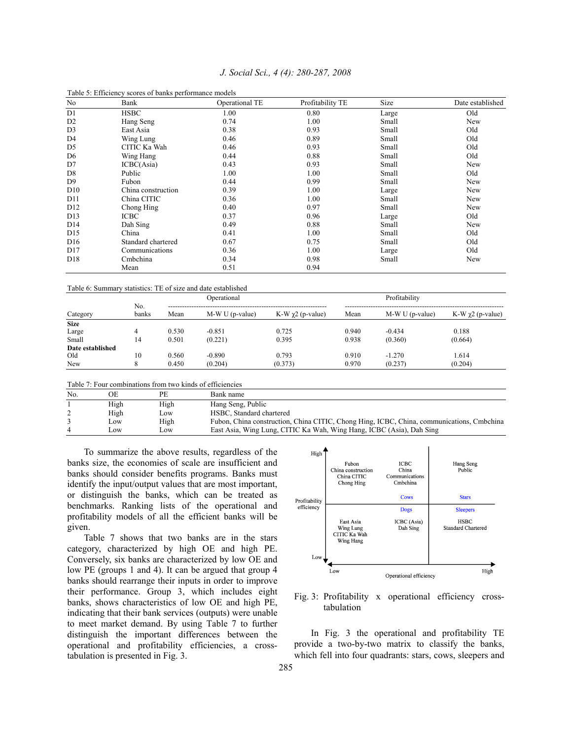Table 5: Efficiency scores of banks performance models

| No | Bank | Operational TE | Profitability TE | Size | Date established |
|---|---|---|---|---|---|
| D1 | HSBC | 1.00 | 0.80 | Large | Old |
| D2 | Hang Seng | 0.74 | 1.00 | Small | New |
| D3 | East Asia | 0.38 | 0.93 | Small | Old |
| D4 | Wing Lung | 0.46 | 0.89 | Small | Old |
| D5 | CITIC Ka Wah | 0.46 | 0.93 | Small | Old |
| D6 | Wing Hang | 0.44 | 0.88 | Small | Old |
| D7 | ICBC(Asia) | 0.43 | 0.93 | Small | New |
| D8 | Public | 1.00 | 1.00 | Small | Old |
| D9 | Fubon | 0.44 | 0.99 | Small | New |
| D10 | China construction | 0.39 | 1.00 | Large | New |
| D11 | China CITIC | 0.36 | 1.00 | Small | New |
| D12 | Chong Hing | 0.40 | 0.97 | Small | New |
| D13 | ICBC | 0.37 | 0.96 | Large | Old |
| D14 | Dah Sing | 0.49 | 0.88 | Small | New |
| D15 | China | 0.41 | 1.00 | Small | Old |
| D16 | Standard chartered | 0.67 | 0.75 | Small | Old |
| D17 | Communications | 0.36 | 1.00 | Large | Old |
| D18 | Cmbchina | 0.34 | 0.98 | Small | New |
| | Mean | 0.51 | 0.94 | | |

Table 6: Summary statistics: TE of size and date established

| Category | No. banks | Operational | | | Profitability | | |
|---|---|---|---|---|---|---|---|
| | | Mean | M-W U (p-value) | K-W $\chi2$ (p-value) | Mean | M-W U (p-value) | K-W $\chi2$ (p-value) |
| **Size** | | | | | | | |
| Large | 4 | 0.530 | -0.851 | 0.725 | 0.940 | -0.434 | 0.188 |
| Small | 14 | 0.501 | (0.221) | 0.395 | 0.938 | (0.360) | (0.664) |
| **Date established** | | | | | | | |
| Old | 10 | 0.560 | -0.890 | 0.793 | 0.910 | -1.270 | 1.614 |
| New | 8 | 0.450 | (0.204) | (0.373) | 0.970 | (0.237) | (0.204) |

Table 7: Four combinations from two kinds of efficiencies

| No. | OE | PE | Bank name |
|---|---|---|---|
| 1 | High | High | Hang Seng, Public |
| 2 | High | Low | HSBC, Standard chartered |
| 3 | Low | High | Fubon, China construction, China CITIC, Chong Hing, ICBC, China, communications, Cmbchina |
| 4 | Low | Low | East Asia, Wing Lung, CITIC Ka Wah, Wing Hang, ICBC (Asia), Dah Sing |

To summarize the above results, regardless of the banks size, the economies of scale are insufficient and banks should consider benefits programs. Banks must identify the input/output values that are most important, or distinguish the banks, which can be treated as benchmarks. Ranking lists of the operational and profitability models of all the efficient banks will be given.

Table 7 shows that two banks are in the stars category, characterized by high OE and high PE. Conversely, six banks are characterized by low OE and low PE (groups 1 and 4). It can be argued that group 4 banks should rearrange their inputs in order to improve their performance. Group 3, which includes eight banks, shows characteristics of low OE and high PE, indicating that their bank services (outputs) were unable to meet market demand. By using Table 7 to further distinguish the important differences between the operational and profitability efficiencies, a cross-tabulation is presented in Fig. 3.

| Profitability efficiency | Low OE | | High OE |
|---|---|---|---|
| High | Fubon, China construction, China CITIC, Chong Hing | ICBC, China, Communications, Cmbchina (Cows) | Hang Seng, Public (Stars) |
| Low | East Asia, Wing Lung, CITIC Ka Wah, Wing Hang | ICBC (Asia), Dah Sing (Dogs) | HSBC, Standard Chartered (Sleepers) |

Fig. 3: Profitability x operational efficiency cross-tabulation

In Fig. 3 the operational and profitability TE provide a two-by-two matrix to classify the banks, which fell into four quadrants: stars, cows, sleepers and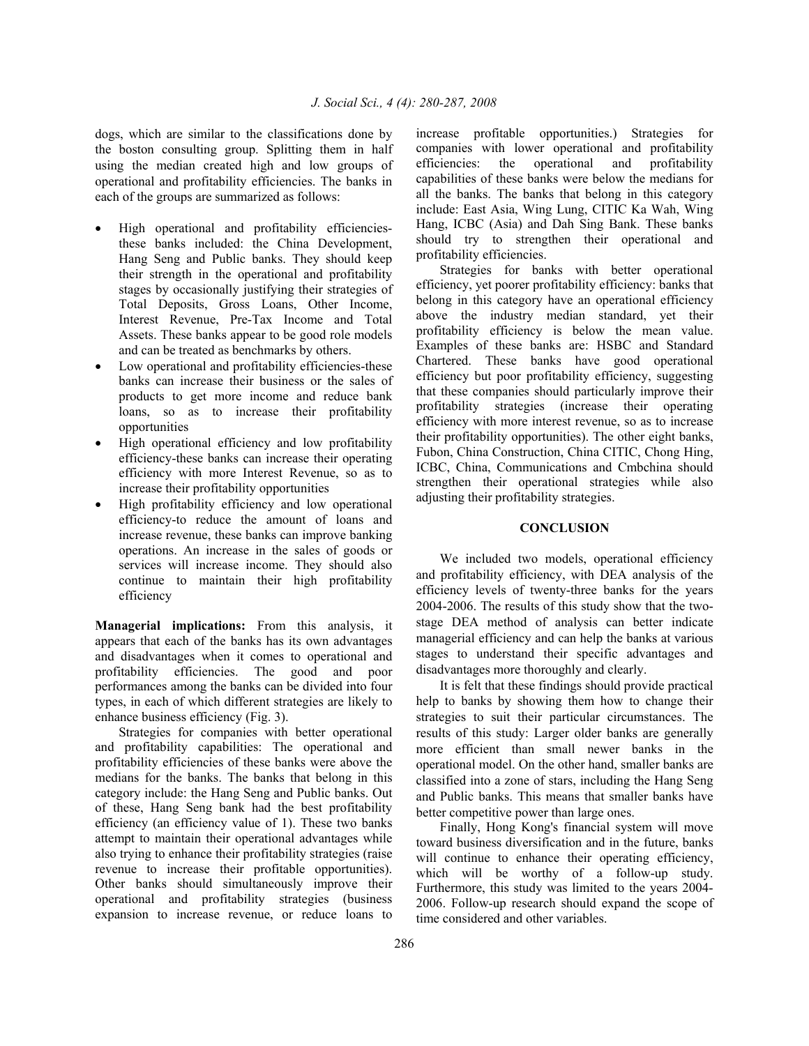dogs, which are similar to the classifications done by the boston consulting group. Splitting them in half using the median created high and low groups of operational and profitability efficiencies. The banks in each of the groups are summarized as follows:

- High operational and profitability efficiencies-these banks included: the China Development, Hang Seng and Public banks. They should keep their strength in the operational and profitability stages by occasionally justifying their strategies of Total Deposits, Gross Loans, Other Income, Interest Revenue, Pre-Tax Income and Total Assets. These banks appear to be good role models and can be treated as benchmarks by others.
- Low operational and profitability efficiencies-these banks can increase their business or the sales of products to get more income and reduce bank loans, so as to increase their profitability opportunities
- High operational efficiency and low profitability efficiency-these banks can increase their operating efficiency with more Interest Revenue, so as to increase their profitability opportunities
- High profitability efficiency and low operational efficiency-to reduce the amount of loans and increase revenue, these banks can improve banking operations. An increase in the sales of goods or services will increase income. They should also continue to maintain their high profitability efficiency

**Managerial implications:** From this analysis, it appears that each of the banks has its own advantages and disadvantages when it comes to operational and profitability efficiencies. The good and poor performances among the banks can be divided into four types, in each of which different strategies are likely to enhance business efficiency (Fig. 3).

Strategies for companies with better operational and profitability capabilities: The operational and profitability efficiencies of these banks were above the medians for the banks. The banks that belong in this category include: the Hang Seng and Public banks. Out of these, Hang Seng bank had the best profitability efficiency (an efficiency value of 1). These two banks attempt to maintain their operational advantages while also trying to enhance their profitability strategies (raise revenue to increase their profitable opportunities). Other banks should simultaneously improve their operational and profitability strategies (business expansion to increase revenue, or reduce loans to increase profitable opportunities.) Strategies for companies with lower operational and profitability efficiencies: the operational and profitability capabilities of these banks were below the medians for all the banks. The banks that belong in this category include: East Asia, Wing Lung, CITIC Ka Wah, Wing Hang, ICBC (Asia) and Dah Sing Bank. These banks should try to strengthen their operational and profitability efficiencies.

Strategies for banks with better operational efficiency, yet poorer profitability efficiency: banks that belong in this category have an operational efficiency above the industry median standard, yet their profitability efficiency is below the mean value. Examples of these banks are: HSBC and Standard Chartered. These banks have good operational efficiency but poor profitability efficiency, suggesting that these companies should particularly improve their profitability strategies (increase their operating efficiency with more interest revenue, so as to increase their profitability opportunities). The other eight banks, Fubon, China Construction, China CITIC, Chong Hing, ICBC, China, Communications and Cmbchina should strengthen their operational strategies while also adjusting their profitability strategies.

## CONCLUSION

We included two models, operational efficiency and profitability efficiency, with DEA analysis of the efficiency levels of twenty-three banks for the years 2004-2006. The results of this study show that the two-stage DEA method of analysis can better indicate managerial efficiency and can help the banks at various stages to understand their specific advantages and disadvantages more thoroughly and clearly.

It is felt that these findings should provide practical help to banks by showing them how to change their strategies to suit their particular circumstances. The results of this study: Larger older banks are generally more efficient than small newer banks in the operational model. On the other hand, smaller banks are classified into a zone of stars, including the Hang Seng and Public banks. This means that smaller banks have better competitive power than large ones.

Finally, Hong Kong's financial system will move toward business diversification and in the future, banks will continue to enhance their operating efficiency, which will be worthy of a follow-up study. Furthermore, this study was limited to the years 2004-2006. Follow-up research should expand the scope of time considered and other variables.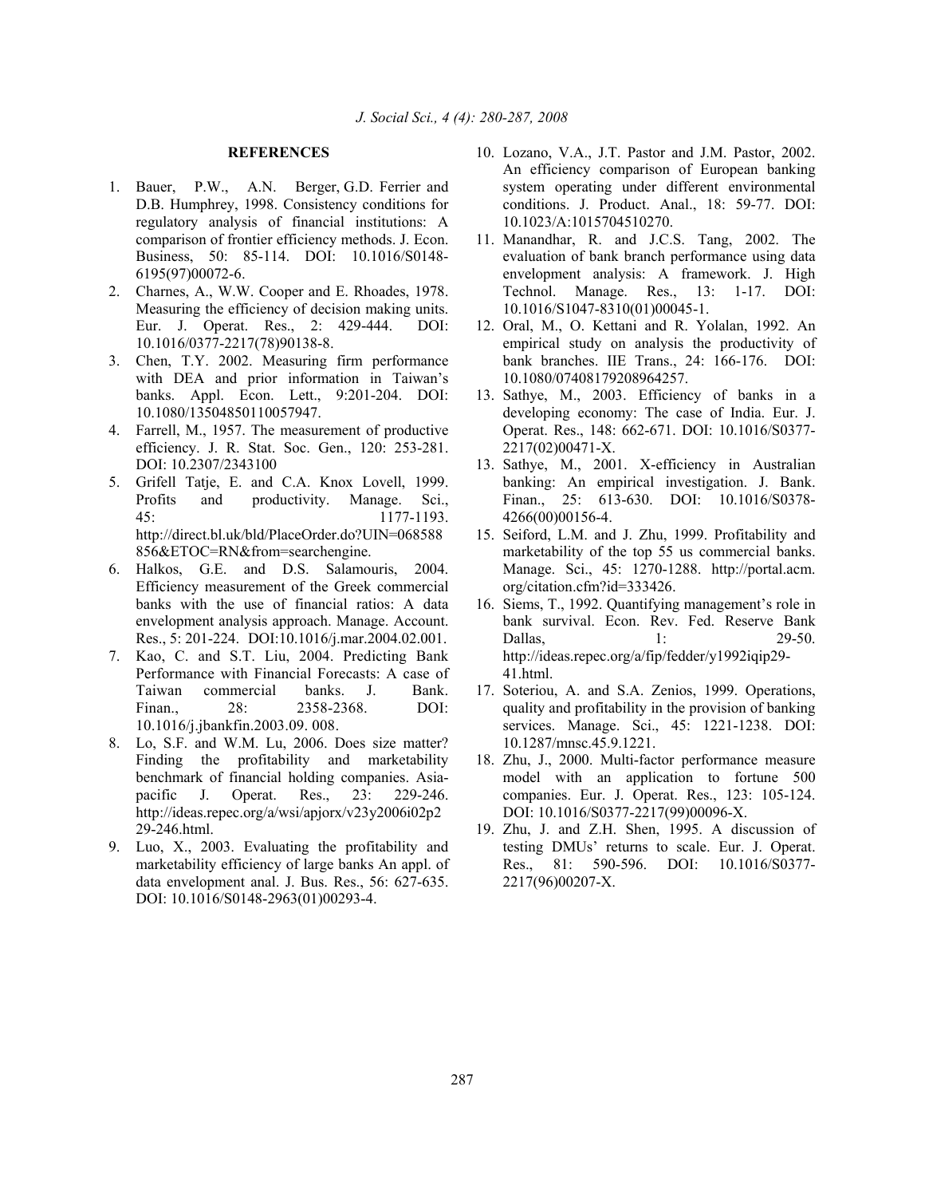## REFERENCES

1. Bauer, P.W., A.N. Berger, G.D. Ferrier and D.B. Humphrey, 1998. Consistency conditions for regulatory analysis of financial institutions: A comparison of frontier efficiency methods. J. Econ. Business, 50: 85-114. DOI: 10.1016/S0148-6195(97)00072-6.
2. Charnes, A., W.W. Cooper and E. Rhoades, 1978. Measuring the efficiency of decision making units. Eur. J. Operat. Res., 2: 429-444. DOI: 10.1016/0377-2217(78)90138-8.
3. Chen, T.Y. 2002. Measuring firm performance with DEA and prior information in Taiwan's banks. Appl. Econ. Lett., 9:201-204. DOI: 10.1080/13504850110057947.
4. Farrell, M., 1957. The measurement of productive efficiency. J. R. Stat. Soc. Gen., 120: 253-281. DOI: 10.2307/2343100
5. Grifell Tatje, E. and C.A. Knox Lovell, 1999. Profits and productivity. Manage. Sci., 45: 1177-1193. http://direct.bl.uk/bld/PlaceOrder.do?UIN=068588856&ETOC=RN&from=searchengine.
6. Halkos, G.E. and D.S. Salamouris, 2004. Efficiency measurement of the Greek commercial banks with the use of financial ratios: A data envelopment analysis approach. Manage. Account. Res., 5: 201-224. DOI:10.1016/j.mar.2004.02.001.
7. Kao, C. and S.T. Liu, 2004. Predicting Bank Performance with Financial Forecasts: A case of Taiwan commercial banks. J. Bank. Finan., 28: 2358-2368. DOI: 10.1016/j.jbankfin.2003.09. 008.
8. Lo, S.F. and W.M. Lu, 2006. Does size matter? Finding the profitability and marketability benchmark of financial holding companies. Asia-pacific J. Operat. Res., 23: 229-246. http://ideas.repec.org/a/wsi/apjorx/v23y2006i02p229-246.html.
9. Luo, X., 2003. Evaluating the profitability and marketability efficiency of large banks An appl. of data envelopment anal. J. Bus. Res., 56: 627-635. DOI: 10.1016/S0148-2963(01)00293-4.
10. Lozano, V.A., J.T. Pastor and J.M. Pastor, 2002. An efficiency comparison of European banking system operating under different environmental conditions. J. Product. Anal., 18: 59-77. DOI: 10.1023/A:1015704510270.
11. Manandhar, R. and J.C.S. Tang, 2002. The evaluation of bank branch performance using data envelopment analysis: A framework. J. High Technol. Manage. Res., 13: 1-17. DOI: 10.1016/S1047-8310(01)00045-1.
12. Oral, M., O. Kettani and R. Yolalan, 1992. An empirical study on analysis the productivity of bank branches. IIE Trans., 24: 166-176. DOI: 10.1080/07408179208964257.
13. Sathye, M., 2003. Efficiency of banks in a developing economy: The case of India. Eur. J. Operat. Res., 148: 662-671. DOI: 10.1016/S0377-2217(02)00471-X.
13. Sathye, M., 2001. X-efficiency in Australian banking: An empirical investigation. J. Bank. Finan., 25: 613-630. DOI: 10.1016/S0378-4266(00)00156-4.
15. Seiford, L.M. and J. Zhu, 1999. Profitability and marketability of the top 55 us commercial banks. Manage. Sci., 45: 1270-1288. http://portal.acm.org/citation.cfm?id=333426.
16. Siems, T., 1992. Quantifying management's role in bank survival. Econ. Rev. Fed. Reserve Bank Dallas, 1: 29-50. http://ideas.repec.org/a/fip/fedder/y1992iqip29-41.html.
17. Soteriou, A. and S.A. Zenios, 1999. Operations, quality and profitability in the provision of banking services. Manage. Sci., 45: 1221-1238. DOI: 10.1287/mnsc.45.9.1221.
18. Zhu, J., 2000. Multi-factor performance measure model with an application to fortune 500 companies. Eur. J. Operat. Res., 123: 105-124. DOI: 10.1016/S0377-2217(99)00096-X.
19. Zhu, J. and Z.H. Shen, 1995. A discussion of testing DMUs' returns to scale. Eur. J. Operat. Res., 81: 590-596. DOI: 10.1016/S0377-2217(96)00207-X.